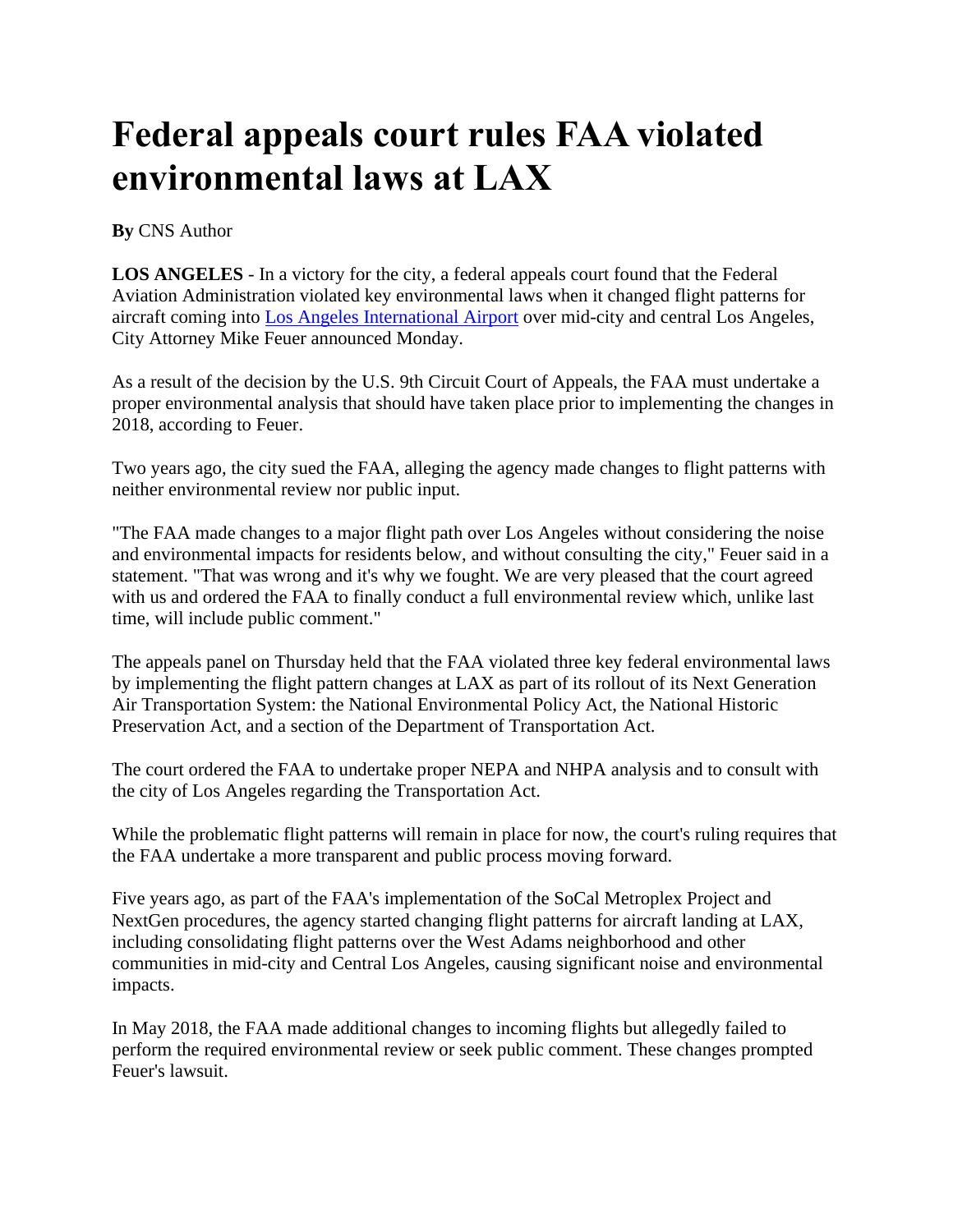# Federal appeals court rules FAA violated environmental laws at LAX

**By** CNS Author

**LOS ANGELES** - In a victory for the city, a federal appeals court found that the Federal Aviation Administration violated key environmental laws when it changed flight patterns for aircraft coming into Los Angeles International Airport over mid-city and central Los Angeles, City Attorney Mike Feuer announced Monday.

As a result of the decision by the U.S. 9th Circuit Court of Appeals, the FAA must undertake a proper environmental analysis that should have taken place prior to implementing the changes in 2018, according to Feuer.

Two years ago, the city sued the FAA, alleging the agency made changes to flight patterns with neither environmental review nor public input.

"The FAA made changes to a major flight path over Los Angeles without considering the noise and environmental impacts for residents below, and without consulting the city," Feuer said in a statement. "That was wrong and it's why we fought. We are very pleased that the court agreed with us and ordered the FAA to finally conduct a full environmental review which, unlike last time, will include public comment."

The appeals panel on Thursday held that the FAA violated three key federal environmental laws by implementing the flight pattern changes at LAX as part of its rollout of its Next Generation Air Transportation System: the National Environmental Policy Act, the National Historic Preservation Act, and a section of the Department of Transportation Act.

The court ordered the FAA to undertake proper NEPA and NHPA analysis and to consult with the city of Los Angeles regarding the Transportation Act.

While the problematic flight patterns will remain in place for now, the court's ruling requires that the FAA undertake a more transparent and public process moving forward.

Five years ago, as part of the FAA's implementation of the SoCal Metroplex Project and NextGen procedures, the agency started changing flight patterns for aircraft landing at LAX, including consolidating flight patterns over the West Adams neighborhood and other communities in mid-city and Central Los Angeles, causing significant noise and environmental impacts.

In May 2018, the FAA made additional changes to incoming flights but allegedly failed to perform the required environmental review or seek public comment. These changes prompted Feuer's lawsuit.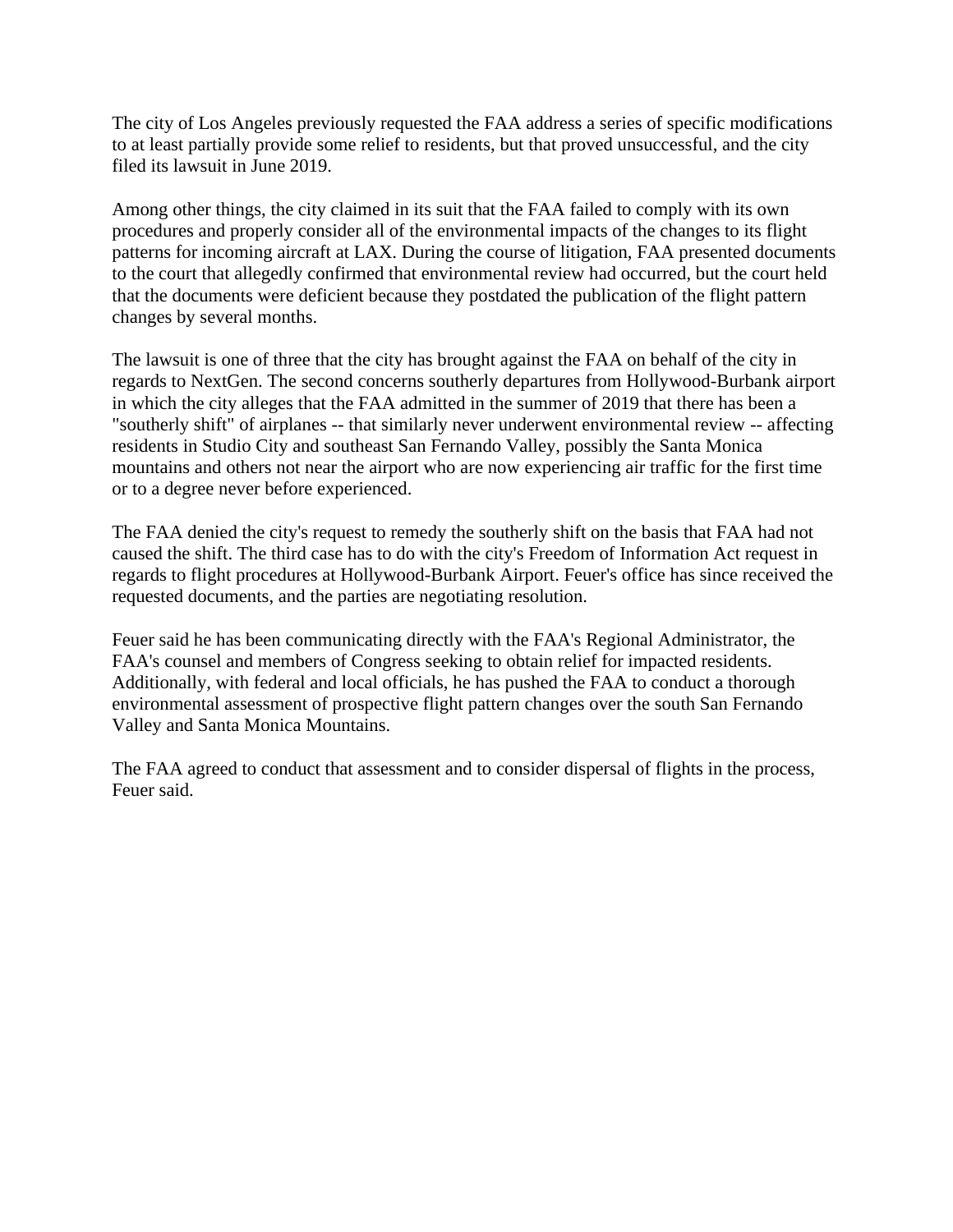The city of Los Angeles previously requested the FAA address a series of specific modifications to at least partially provide some relief to residents, but that proved unsuccessful, and the city filed its lawsuit in June 2019.

Among other things, the city claimed in its suit that the FAA failed to comply with its own procedures and properly consider all of the environmental impacts of the changes to its flight patterns for incoming aircraft at LAX. During the course of litigation, FAA presented documents to the court that allegedly confirmed that environmental review had occurred, but the court held that the documents were deficient because they postdated the publication of the flight pattern changes by several months.

The lawsuit is one of three that the city has brought against the FAA on behalf of the city in regards to NextGen. The second concerns southerly departures from Hollywood-Burbank airport in which the city alleges that the FAA admitted in the summer of 2019 that there has been a "southerly shift" of airplanes -- that similarly never underwent environmental review -- affecting residents in Studio City and southeast San Fernando Valley, possibly the Santa Monica mountains and others not near the airport who are now experiencing air traffic for the first time or to a degree never before experienced.

The FAA denied the city's request to remedy the southerly shift on the basis that FAA had not caused the shift. The third case has to do with the city's Freedom of Information Act request in regards to flight procedures at Hollywood-Burbank Airport. Feuer's office has since received the requested documents, and the parties are negotiating resolution.

Feuer said he has been communicating directly with the FAA's Regional Administrator, the FAA's counsel and members of Congress seeking to obtain relief for impacted residents. Additionally, with federal and local officials, he has pushed the FAA to conduct a thorough environmental assessment of prospective flight pattern changes over the south San Fernando Valley and Santa Monica Mountains.

The FAA agreed to conduct that assessment and to consider dispersal of flights in the process, Feuer said.